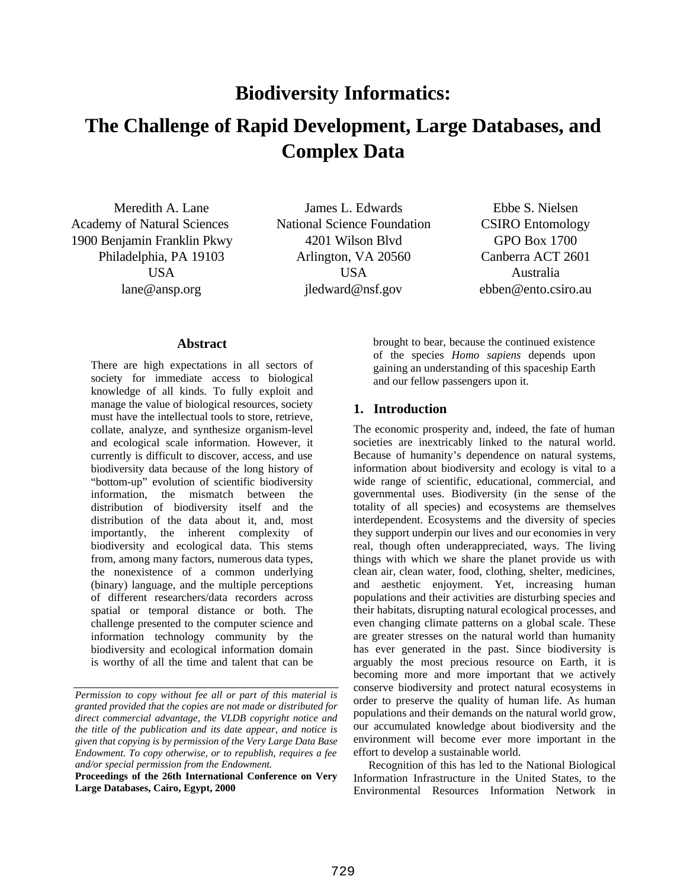# Biodiversity Informatics:

# The Challenge of Rapid Development, Large Databases, and Complex Data

Meredith A. Lane
Academy of Natural Sciences
1900 Benjamin Franklin Pkwy
Philadelphia, PA 19103
USA
lane@ansp.org

James L. Edwards
National Science Foundation
4201 Wilson Blvd
Arlington, VA 20560
USA
jledward@nsf.gov

Ebbe S. Nielsen
CSIRO Entomology
GPO Box 1700
Canberra ACT 2601
Australia
ebben@ento.csiro.au

### Abstract

There are high expectations in all sectors of society for immediate access to biological knowledge of all kinds. To fully exploit and manage the value of biological resources, society must have the intellectual tools to store, retrieve, collate, analyze, and synthesize organism-level and ecological scale information. However, it currently is difficult to discover, access, and use biodiversity data because of the long history of "bottom-up" evolution of scientific biodiversity information, the mismatch between the distribution of biodiversity itself and the distribution of the data about it, and, most importantly, the inherent complexity of biodiversity and ecological data. This stems from, among many factors, numerous data types, the nonexistence of a common underlying (binary) language, and the multiple perceptions of different researchers/data recorders across spatial or temporal distance or both. The challenge presented to the computer science and information technology community by the biodiversity and ecological information domain is worthy of all the time and talent that can be brought to bear, because the continued existence of the species *Homo sapiens* depends upon gaining an understanding of this spaceship Earth and our fellow passengers upon it.

*Permission to copy without fee all or part of this material is granted provided that the copies are not made or distributed for direct commercial advantage, the VLDB copyright notice and the title of the publication and its date appear, and notice is given that copying is by permission of the Very Large Data Base Endowment. To copy otherwise, or to republish, requires a fee and/or special permission from the Endowment.*

**Proceedings of the 26th International Conference on Very Large Databases, Cairo, Egypt, 2000**

## 1. Introduction

The economic prosperity and, indeed, the fate of human societies are inextricably linked to the natural world. Because of humanity's dependence on natural systems, information about biodiversity and ecology is vital to a wide range of scientific, educational, commercial, and governmental uses. Biodiversity (in the sense of the totality of all species) and ecosystems are themselves interdependent. Ecosystems and the diversity of species they support underpin our lives and our economies in very real, though often underappreciated, ways. The living things with which we share the planet provide us with clean air, clean water, food, clothing, shelter, medicines, and aesthetic enjoyment. Yet, increasing human populations and their activities are disturbing species and their habitats, disrupting natural ecological processes, and even changing climate patterns on a global scale. These are greater stresses on the natural world than humanity has ever generated in the past. Since biodiversity is arguably the most precious resource on Earth, it is becoming more and more important that we actively conserve biodiversity and protect natural ecosystems in order to preserve the quality of human life. As human populations and their demands on the natural world grow, our accumulated knowledge about biodiversity and the environment will become ever more important in the effort to develop a sustainable world.

Recognition of this has led to the National Biological Information Infrastructure in the United States, to the Environmental Resources Information Network in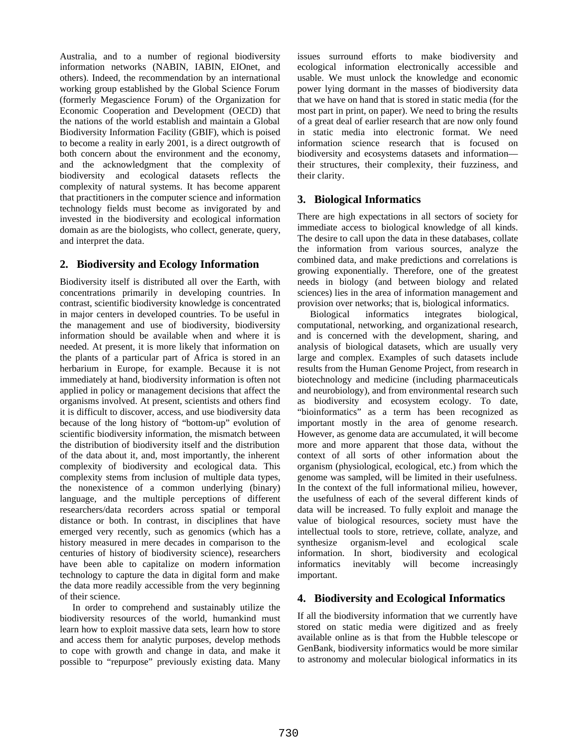Australia, and to a number of regional biodiversity information networks (NABIN, IABIN, EIOnet, and others). Indeed, the recommendation by an international working group established by the Global Science Forum (formerly Megascience Forum) of the Organization for Economic Cooperation and Development (OECD) that the nations of the world establish and maintain a Global Biodiversity Information Facility (GBIF), which is poised to become a reality in early 2001, is a direct outgrowth of both concern about the environment and the economy, and the acknowledgment that the complexity of biodiversity and ecological datasets reflects the complexity of natural systems. It has become apparent that practitioners in the computer science and information technology fields must become as invigorated by and invested in the biodiversity and ecological information domain as are the biologists, who collect, generate, query, and interpret the data.

## 2. Biodiversity and Ecology Information

Biodiversity itself is distributed all over the Earth, with concentrations primarily in developing countries. In contrast, scientific biodiversity knowledge is concentrated in major centers in developed countries. To be useful in the management and use of biodiversity, biodiversity information should be available when and where it is needed. At present, it is more likely that information on the plants of a particular part of Africa is stored in an herbarium in Europe, for example. Because it is not immediately at hand, biodiversity information is often not applied in policy or management decisions that affect the organisms involved. At present, scientists and others find it is difficult to discover, access, and use biodiversity data because of the long history of "bottom-up" evolution of scientific biodiversity information, the mismatch between the distribution of biodiversity itself and the distribution of the data about it, and, most importantly, the inherent complexity of biodiversity and ecological data. This complexity stems from inclusion of multiple data types, the nonexistence of a common underlying (binary) language, and the multiple perceptions of different researchers/data recorders across spatial or temporal distance or both. In contrast, in disciplines that have emerged very recently, such as genomics (which has a history measured in mere decades in comparison to the centuries of history of biodiversity science), researchers have been able to capitalize on modern information technology to capture the data in digital form and make the data more readily accessible from the very beginning of their science.

In order to comprehend and sustainably utilize the biodiversity resources of the world, humankind must learn how to exploit massive data sets, learn how to store and access them for analytic purposes, develop methods to cope with growth and change in data, and make it possible to "repurpose" previously existing data. Many issues surround efforts to make biodiversity and ecological information electronically accessible and usable. We must unlock the knowledge and economic power lying dormant in the masses of biodiversity data that we have on hand that is stored in static media (for the most part in print, on paper). We need to bring the results of a great deal of earlier research that are now only found in static media into electronic format. We need information science research that is focused on biodiversity and ecosystems datasets and information—their structures, their complexity, their fuzziness, and their clarity.

## 3. Biological Informatics

There are high expectations in all sectors of society for immediate access to biological knowledge of all kinds. The desire to call upon the data in these databases, collate the information from various sources, analyze the combined data, and make predictions and correlations is growing exponentially. Therefore, one of the greatest needs in biology (and between biology and related sciences) lies in the area of information management and provision over networks; that is, biological informatics.

Biological informatics integrates biological, computational, networking, and organizational research, and is concerned with the development, sharing, and analysis of biological datasets, which are usually very large and complex. Examples of such datasets include results from the Human Genome Project, from research in biotechnology and medicine (including pharmaceuticals and neurobiology), and from environmental research such as biodiversity and ecosystem ecology. To date, "bioinformatics" as a term has been recognized as important mostly in the area of genome research. However, as genome data are accumulated, it will become more and more apparent that those data, without the context of all sorts of other information about the organism (physiological, ecological, etc.) from which the genome was sampled, will be limited in their usefulness. In the context of the full informational milieu, however, the usefulness of each of the several different kinds of data will be increased. To fully exploit and manage the value of biological resources, society must have the intellectual tools to store, retrieve, collate, analyze, and synthesize organism-level and ecological scale information. In short, biodiversity and ecological informatics inevitably will become increasingly important.

## 4. Biodiversity and Ecological Informatics

If all the biodiversity information that we currently have stored on static media were digitized and as freely available online as is that from the Hubble telescope or GenBank, biodiversity informatics would be more similar to astronomy and molecular biological informatics in its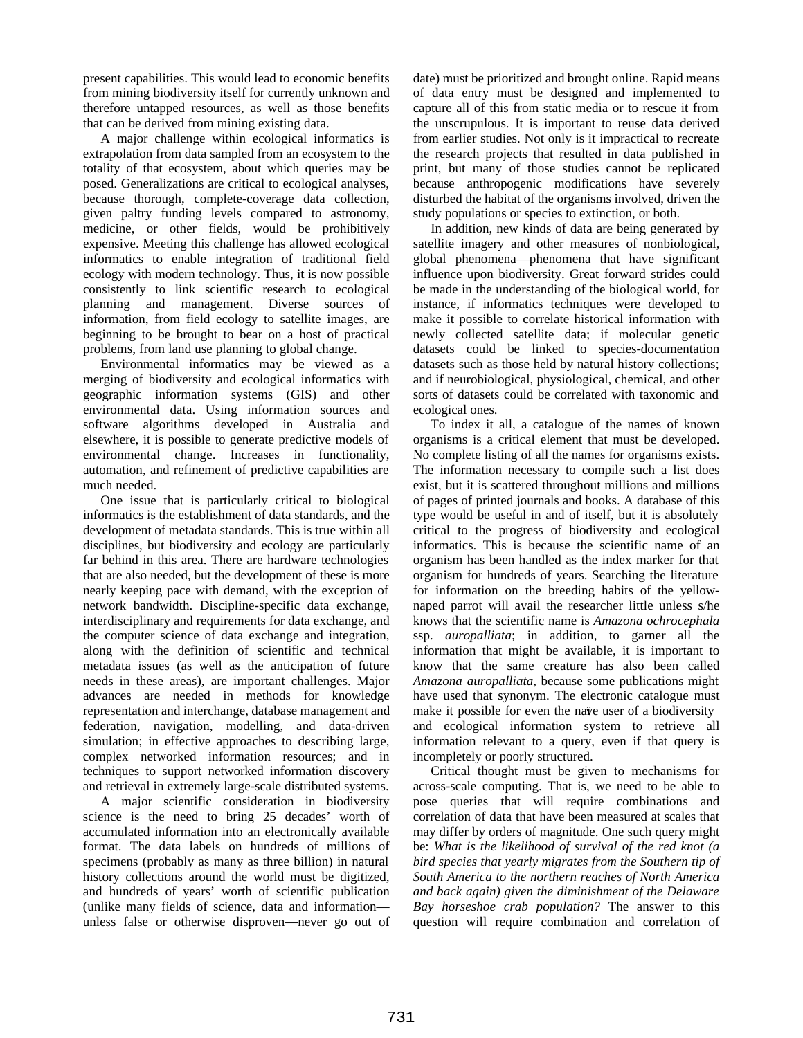present capabilities. This would lead to economic benefits from mining biodiversity itself for currently unknown and therefore untapped resources, as well as those benefits that can be derived from mining existing data.

A major challenge within ecological informatics is extrapolation from data sampled from an ecosystem to the totality of that ecosystem, about which queries may be posed. Generalizations are critical to ecological analyses, because thorough, complete-coverage data collection, given paltry funding levels compared to astronomy, medicine, or other fields, would be prohibitively expensive. Meeting this challenge has allowed ecological informatics to enable integration of traditional field ecology with modern technology. Thus, it is now possible consistently to link scientific research to ecological planning and management. Diverse sources of information, from field ecology to satellite images, are beginning to be brought to bear on a host of practical problems, from land use planning to global change.

Environmental informatics may be viewed as a merging of biodiversity and ecological informatics with geographic information systems (GIS) and other environmental data. Using information sources and software algorithms developed in Australia and elsewhere, it is possible to generate predictive models of environmental change. Increases in functionality, automation, and refinement of predictive capabilities are much needed.

One issue that is particularly critical to biological informatics is the establishment of data standards, and the development of metadata standards. This is true within all disciplines, but biodiversity and ecology are particularly far behind in this area. There are hardware technologies that are also needed, but the development of these is more nearly keeping pace with demand, with the exception of network bandwidth. Discipline-specific data exchange, interdisciplinary and requirements for data exchange, and the computer science of data exchange and integration, along with the definition of scientific and technical metadata issues (as well as the anticipation of future needs in these areas), are important challenges. Major advances are needed in methods for knowledge representation and interchange, database management and federation, navigation, modelling, and data-driven simulation; in effective approaches to describing large, complex networked information resources; and in techniques to support networked information discovery and retrieval in extremely large-scale distributed systems.

A major scientific consideration in biodiversity science is the need to bring 25 decades' worth of accumulated information into an electronically available format. The data labels on hundreds of millions of specimens (probably as many as three billion) in natural history collections around the world must be digitized, and hundreds of years' worth of scientific publication (unlike many fields of science, data and information—unless false or otherwise disproven—never go out of date) must be prioritized and brought online. Rapid means of data entry must be designed and implemented to capture all of this from static media or to rescue it from the unscrupulous. It is important to reuse data derived from earlier studies. Not only is it impractical to recreate the research projects that resulted in data published in print, but many of those studies cannot be replicated because anthropogenic modifications have severely disturbed the habitat of the organisms involved, driven the study populations or species to extinction, or both.

In addition, new kinds of data are being generated by satellite imagery and other measures of nonbiological, global phenomena—phenomena that have significant influence upon biodiversity. Great forward strides could be made in the understanding of the biological world, for instance, if informatics techniques were developed to make it possible to correlate historical information with newly collected satellite data; if molecular genetic datasets could be linked to species-documentation datasets such as those held by natural history collections; and if neurobiological, physiological, chemical, and other sorts of datasets could be correlated with taxonomic and ecological ones.

To index it all, a catalogue of the names of known organisms is a critical element that must be developed. No complete listing of all the names for organisms exists. The information necessary to compile such a list does exist, but it is scattered throughout millions and millions of pages of printed journals and books. A database of this type would be useful in and of itself, but it is absolutely critical to the progress of biodiversity and ecological informatics. This is because the scientific name of an organism has been handled as the index marker for that organism for hundreds of years. Searching the literature for information on the breeding habits of the yellow-naped parrot will avail the researcher little unless s/he knows that the scientific name is *Amazona ochrocephala* ssp. *auropalliata*; in addition, to garner all the information that might be available, it is important to know that the same creature has also been called *Amazona auropalliata*, because some publications might have used that synonym. The electronic catalogue must make it possible for even the naïve user of a biodiversity and ecological information system to retrieve all information relevant to a query, even if that query is incompletely or poorly structured.

Critical thought must be given to mechanisms for across-scale computing. That is, we need to be able to pose queries that will require combinations and correlation of data that have been measured at scales that may differ by orders of magnitude. One such query might be: *What is the likelihood of survival of the red knot (a bird species that yearly migrates from the Southern tip of South America to the northern reaches of North America and back again) given the diminishment of the Delaware Bay horseshoe crab population?* The answer to this question will require combination and correlation of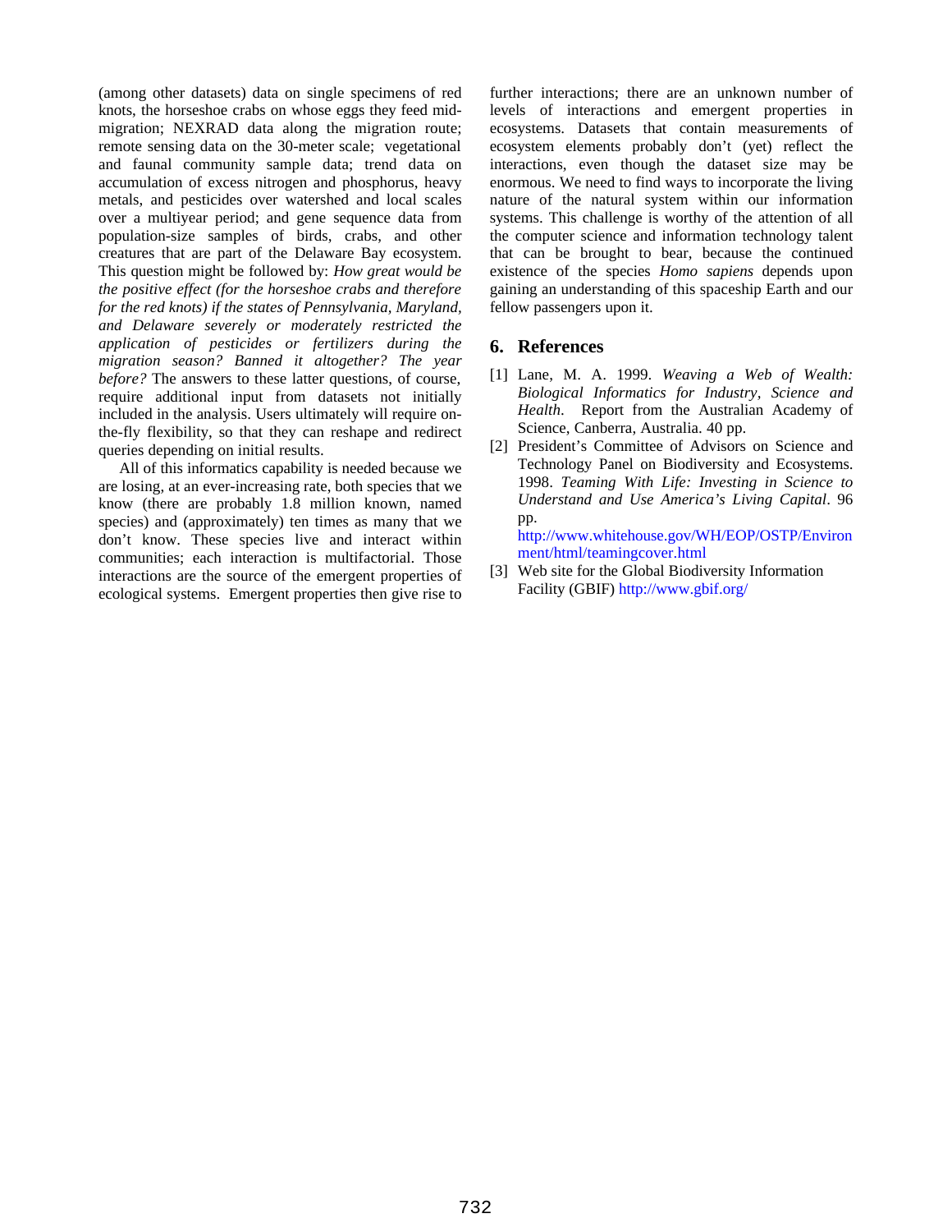(among other datasets) data on single specimens of red knots, the horseshoe crabs on whose eggs they feed mid-migration; NEXRAD data along the migration route; remote sensing data on the 30-meter scale; vegetational and faunal community sample data; trend data on accumulation of excess nitrogen and phosphorus, heavy metals, and pesticides over watershed and local scales over a multiyear period; and gene sequence data from population-size samples of birds, crabs, and other creatures that are part of the Delaware Bay ecosystem. This question might be followed by: *How great would be the positive effect (for the horseshoe crabs and therefore for the red knots) if the states of Pennsylvania, Maryland, and Delaware severely or moderately restricted the application of pesticides or fertilizers during the migration season? Banned it altogether? The year before?* The answers to these latter questions, of course, require additional input from datasets not initially included in the analysis. Users ultimately will require on-the-fly flexibility, so that they can reshape and redirect queries depending on initial results.

All of this informatics capability is needed because we are losing, at an ever-increasing rate, both species that we know (there are probably 1.8 million known, named species) and (approximately) ten times as many that we don't know. These species live and interact within communities; each interaction is multifactorial. Those interactions are the source of the emergent properties of ecological systems. Emergent properties then give rise to further interactions; there are an unknown number of levels of interactions and emergent properties in ecosystems. Datasets that contain measurements of ecosystem elements probably don't (yet) reflect the interactions, even though the dataset size may be enormous. We need to find ways to incorporate the living nature of the natural system within our information systems. This challenge is worthy of the attention of all the computer science and information technology talent that can be brought to bear, because the continued existence of the species *Homo sapiens* depends upon gaining an understanding of this spaceship Earth and our fellow passengers upon it.

## 6. References

[1] Lane, M. A. 1999. *Weaving a Web of Wealth: Biological Informatics for Industry, Science and Health*. Report from the Australian Academy of Science, Canberra, Australia. 40 pp.

[2] President's Committee of Advisors on Science and Technology Panel on Biodiversity and Ecosystems. 1998. *Teaming With Life: Investing in Science to Understand and Use America's Living Capital*. 96 pp. http://www.whitehouse.gov/WH/EOP/OSTP/Environment/html/teamingcover.html

[3] Web site for the Global Biodiversity Information Facility (GBIF) http://www.gbif.org/